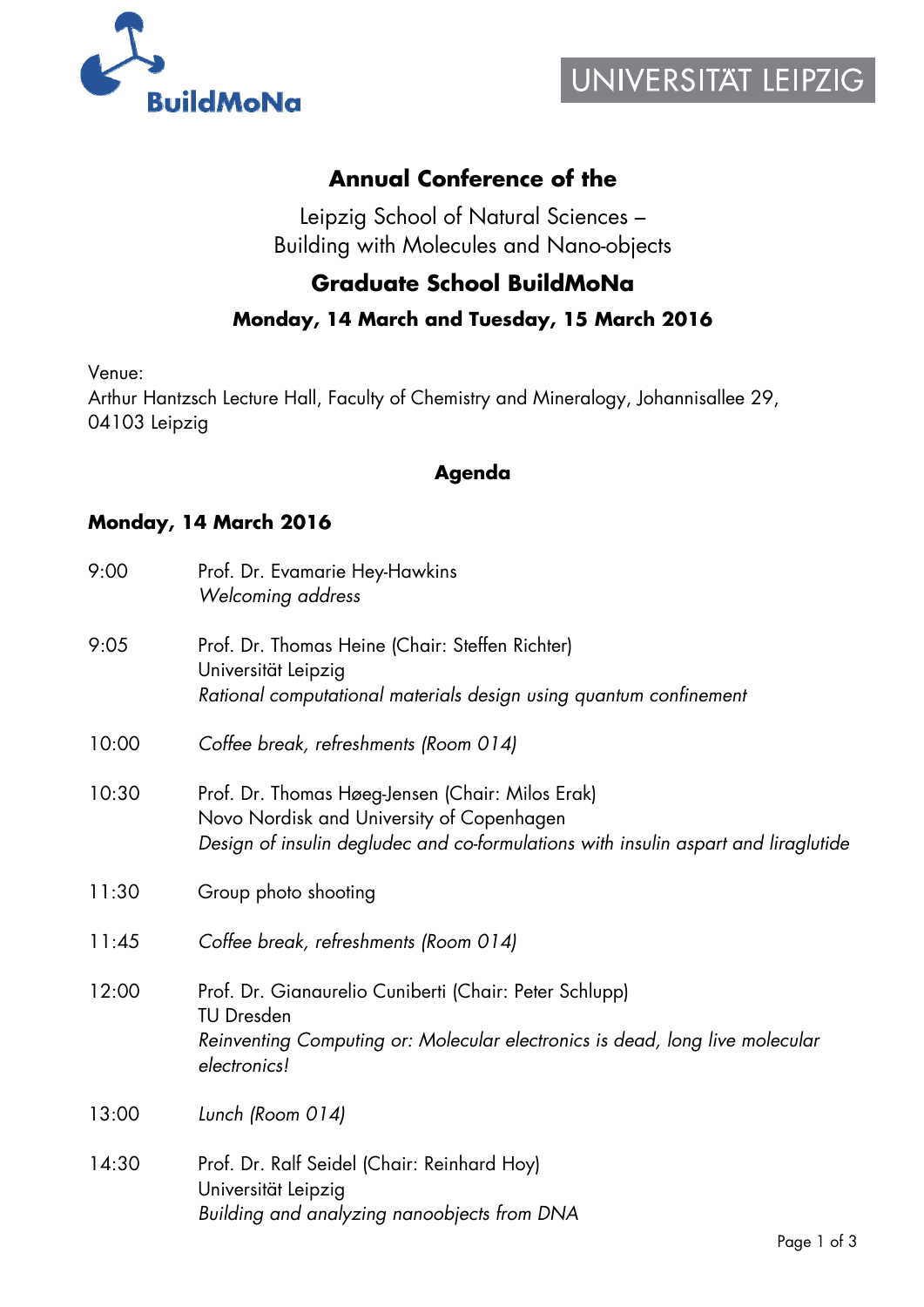# Annual Conference of the

Leipzig School of Natural Sciences –
Building with Molecules and Nano-objects

## Graduate School BuildMoNa

### Monday, 14 March and Tuesday, 15 March 2016

Venue:
Arthur Hantzsch Lecture Hall, Faculty of Chemistry and Mineralogy, Johannisallee 29, 04103 Leipzig

## Agenda

### Monday, 14 March 2016

| | |
|---|---|
| 9:00 | Prof. Dr. Evamarie Hey-Hawkins<br>*Welcoming address* |
| 9:05 | Prof. Dr. Thomas Heine (Chair: Steffen Richter)<br>Universität Leipzig<br>*Rational computational materials design using quantum confinement* |
| 10:00 | *Coffee break, refreshments (Room 014)* |
| 10:30 | Prof. Dr. Thomas Høeg-Jensen (Chair: Milos Erak)<br>Novo Nordisk and University of Copenhagen<br>*Design of insulin degludec and co-formulations with insulin aspart and liraglutide* |
| 11:30 | Group photo shooting |
| 11:45 | *Coffee break, refreshments (Room 014)* |
| 12:00 | Prof. Dr. Gianaurelio Cuniberti (Chair: Peter Schlupp)<br>TU Dresden<br>*Reinventing Computing or: Molecular electronics is dead, long live molecular electronics!* |
| 13:00 | *Lunch (Room 014)* |
| 14:30 | Prof. Dr. Ralf Seidel (Chair: Reinhard Hoy)<br>Universität Leipzig<br>*Building and analyzing nanoobjects from DNA* |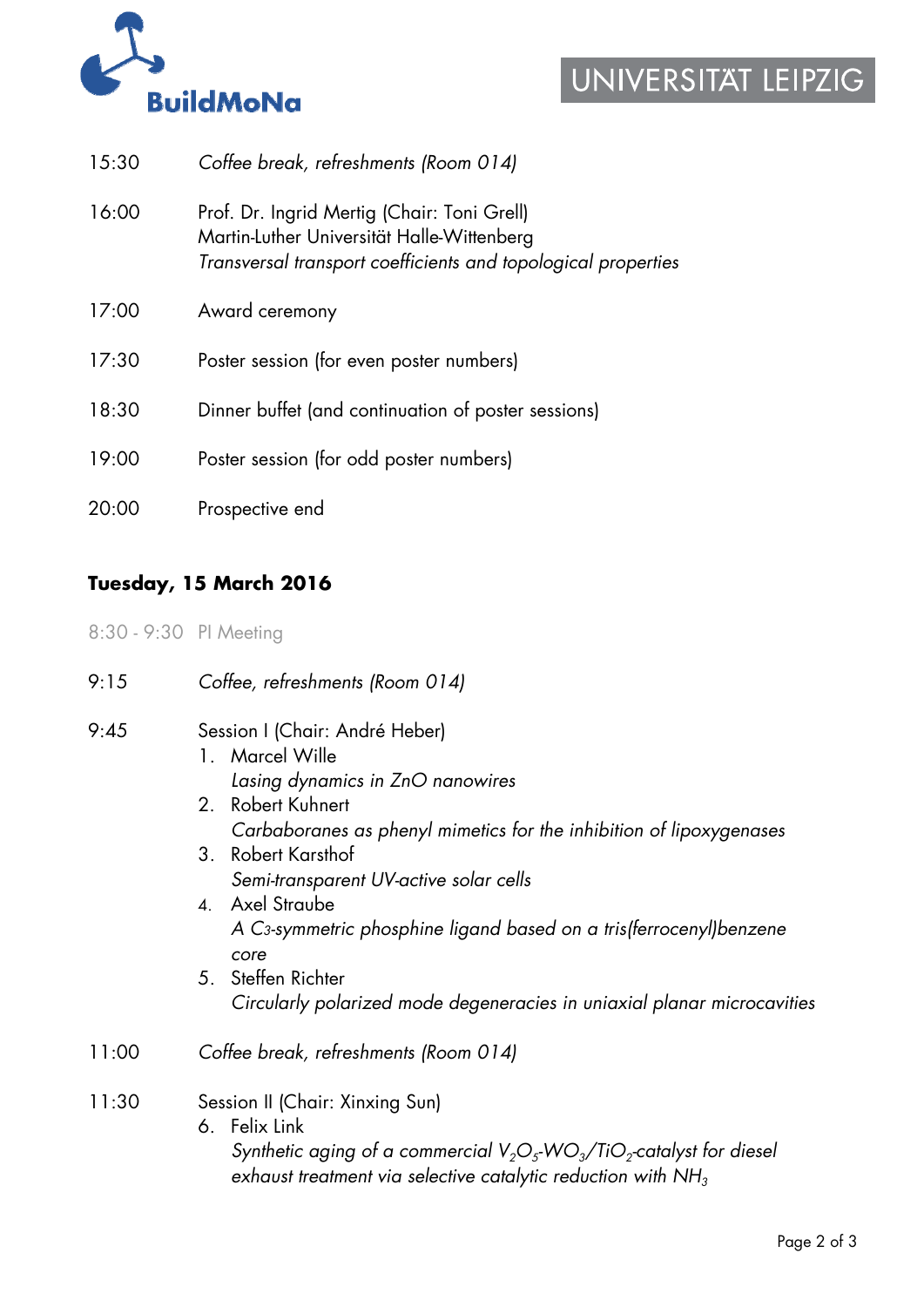15:30 *Coffee break, refreshments (Room 014)*

16:00 Prof. Dr. Ingrid Mertig (Chair: Toni Grell)
Martin-Luther Universität Halle-Wittenberg
*Transversal transport coefficients and topological properties*

17:00 Award ceremony

17:30 Poster session (for even poster numbers)

18:30 Dinner buffet (and continuation of poster sessions)

19:00 Poster session (for odd poster numbers)

20:00 Prospective end

## Tuesday, 15 March 2016

8:30 - 9:30 PI Meeting

9:15 *Coffee, refreshments (Room 014)*

9:45 Session I (Chair: André Heber)

1. Marcel Wille
   *Lasing dynamics in ZnO nanowires*
2. Robert Kuhnert
   *Carbaboranes as phenyl mimetics for the inhibition of lipoxygenases*
3. Robert Karsthof
   *Semi-transparent UV-active solar cells*
4. Axel Straube
   *A $C_3$-symmetric phosphine ligand based on a tris(ferrocenyl)benzene core*
5. Steffen Richter
   *Circularly polarized mode degeneracies in uniaxial planar microcavities*

11:00 *Coffee break, refreshments (Room 014)*

11:30 Session II (Chair: Xinxing Sun)

6. Felix Link
   *Synthetic aging of a commercial $V_2O_5$-$WO_3$/$TiO_2$-catalyst for diesel exhaust treatment via selective catalytic reduction with $NH_3$*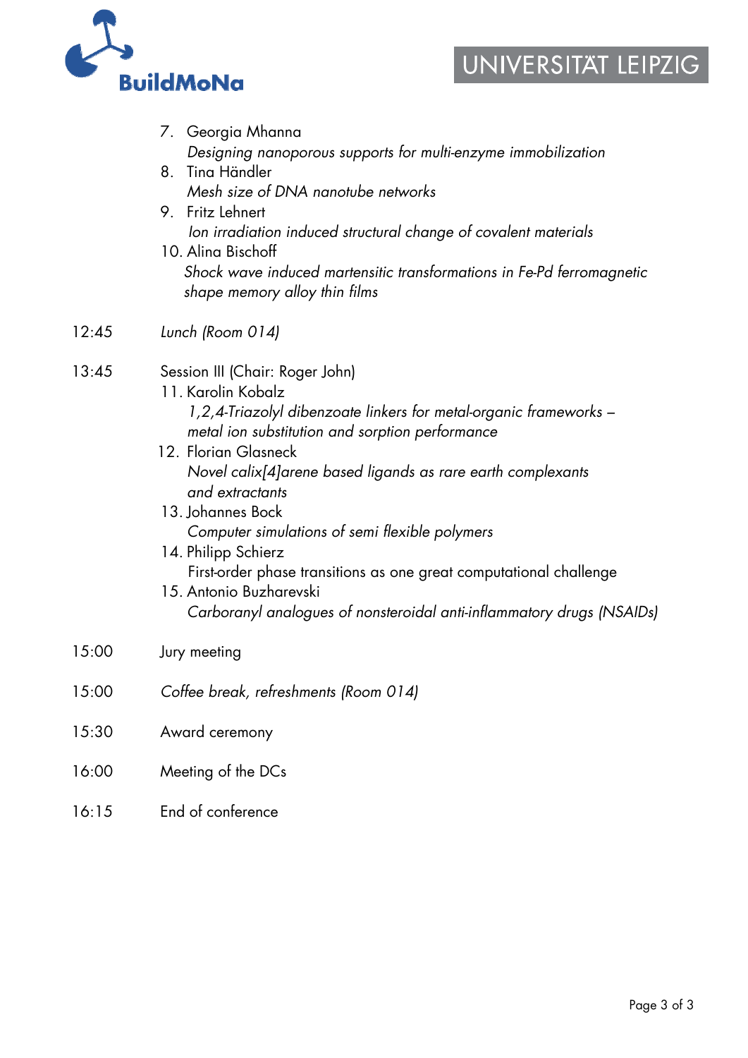7. Georgia Mhanna
   *Designing nanoporous supports for multi-enzyme immobilization*
8. Tina Händler
   *Mesh size of DNA nanotube networks*
9. Fritz Lehnert
   *Ion irradiation induced structural change of covalent materials*
10. Alina Bischoff
    *Shock wave induced martensitic transformations in Fe-Pd ferromagnetic shape memory alloy thin films*

12:45 *Lunch (Room 014)*

13:45 Session III (Chair: Roger John)

11. Karolin Kobalz
    *1,2,4-Triazolyl dibenzoate linkers for metal-organic frameworks – metal ion substitution and sorption performance*
12. Florian Glasneck
    *Novel calix[4]arene based ligands as rare earth complexants and extractants*
13. Johannes Bock
    *Computer simulations of semi flexible polymers*
14. Philipp Schierz
    First-order phase transitions as one great computational challenge
15. Antonio Buzharevski
    *Carboranyl analogues of nonsteroidal anti-inflammatory drugs (NSAIDs)*

15:00 Jury meeting

15:00 *Coffee break, refreshments (Room 014)*

15:30 Award ceremony

16:00 Meeting of the DCs

16:15 End of conference